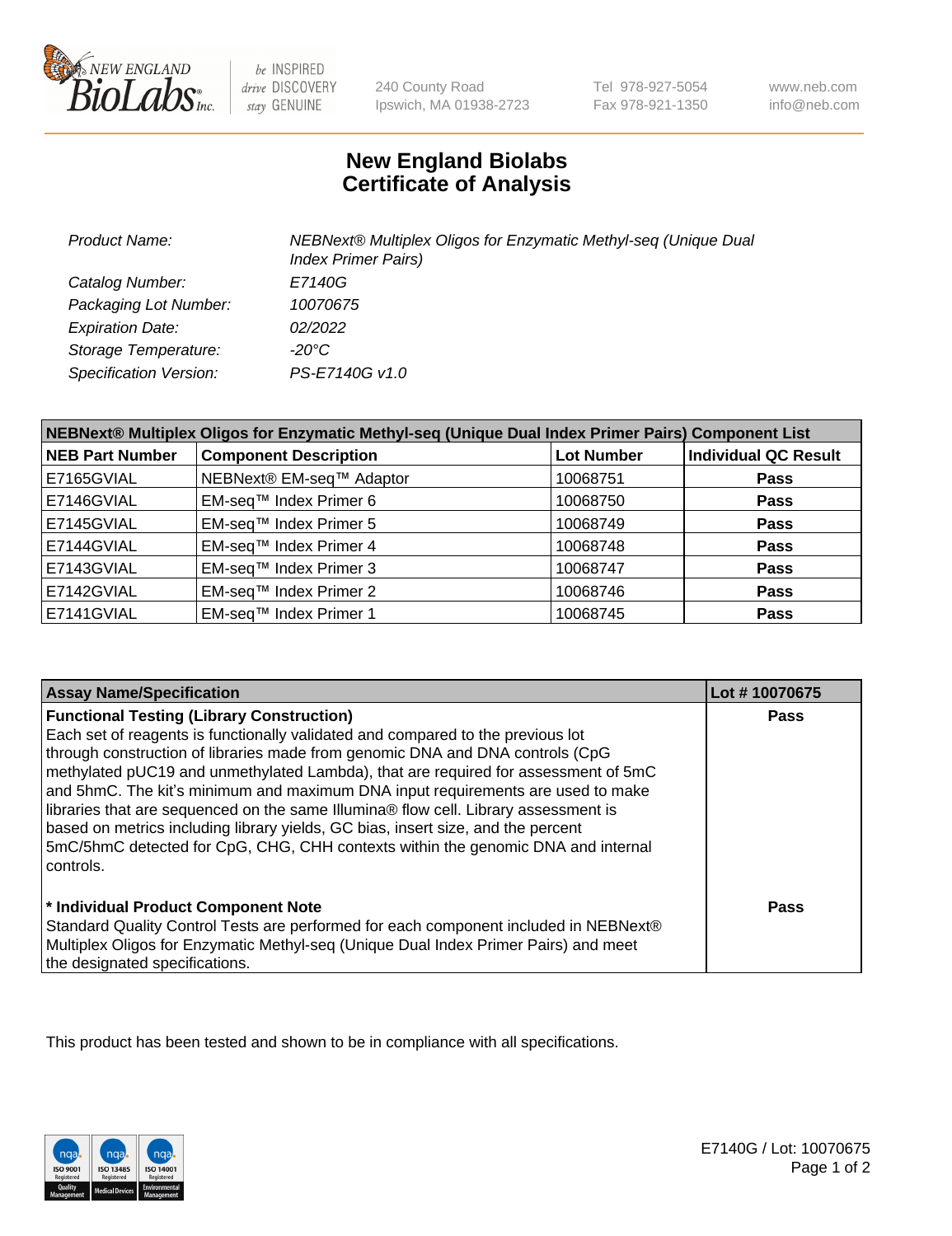# New England Biolabs Certificate of Analysis

| | |
|---|---|
| *Product Name:* | *NEBNext® Multiplex Oligos for Enzymatic Methyl-seq (Unique Dual Index Primer Pairs)* |
| *Catalog Number:* | *E7140G* |
| *Packaging Lot Number:* | *10070675* |
| *Expiration Date:* | *02/2022* |
| *Storage Temperature:* | *-20°C* |
| *Specification Version:* | *PS-E7140G v1.0* |

| NEBNext® Multiplex Oligos for Enzymatic Methyl-seq (Unique Dual Index Primer Pairs) Component List | | | |
|---|---|---|---|
| **NEB Part Number** | **Component Description** | **Lot Number** | **Individual QC Result** |
| E7165GVIAL | NEBNext® EM-seq™ Adaptor | 10068751 | **Pass** |
| E7146GVIAL | EM-seq™ Index Primer 6 | 10068750 | **Pass** |
| E7145GVIAL | EM-seq™ Index Primer 5 | 10068749 | **Pass** |
| E7144GVIAL | EM-seq™ Index Primer 4 | 10068748 | **Pass** |
| E7143GVIAL | EM-seq™ Index Primer 3 | 10068747 | **Pass** |
| E7142GVIAL | EM-seq™ Index Primer 2 | 10068746 | **Pass** |
| E7141GVIAL | EM-seq™ Index Primer 1 | 10068745 | **Pass** |

| Assay Name/Specification | Lot # 10070675 |
|---|---|
| **Functional Testing (Library Construction)** Each set of reagents is functionally validated and compared to the previous lot through construction of libraries made from genomic DNA and DNA controls (CpG methylated pUC19 and unmethylated Lambda), that are required for assessment of 5mC and 5hmC. The kit's minimum and maximum DNA input requirements are used to make libraries that are sequenced on the same Illumina® flow cell. Library assessment is based on metrics including library yields, GC bias, insert size, and the percent 5mC/5hmC detected for CpG, CHG, CHH contexts within the genomic DNA and internal controls. | **Pass** |
| **\* Individual Product Component Note** Standard Quality Control Tests are performed for each component included in NEBNext® Multiplex Oligos for Enzymatic Methyl-seq (Unique Dual Index Primer Pairs) and meet the designated specifications. | **Pass** |

This product has been tested and shown to be in compliance with all specifications.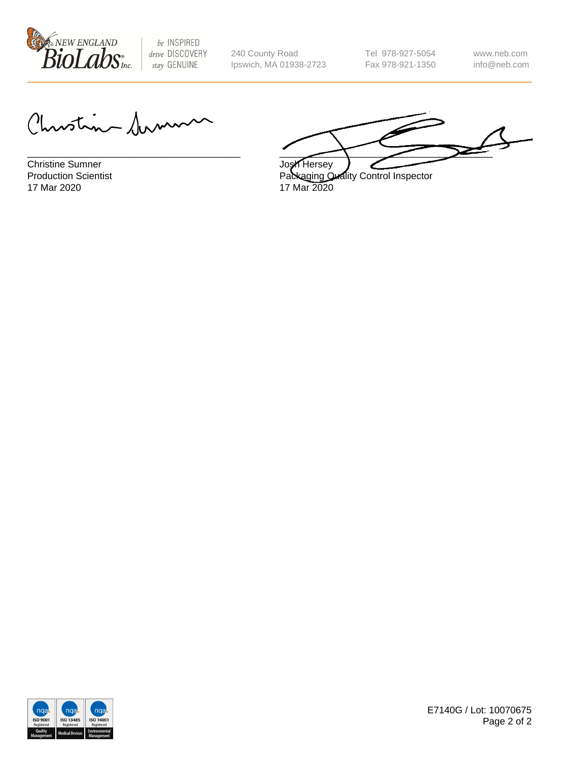Christine Sumner
Production Scientist
17 Mar 2020

Josh Hersey
Packaging Quality Control Inspector
17 Mar 2020

E7140G / Lot: 10070675